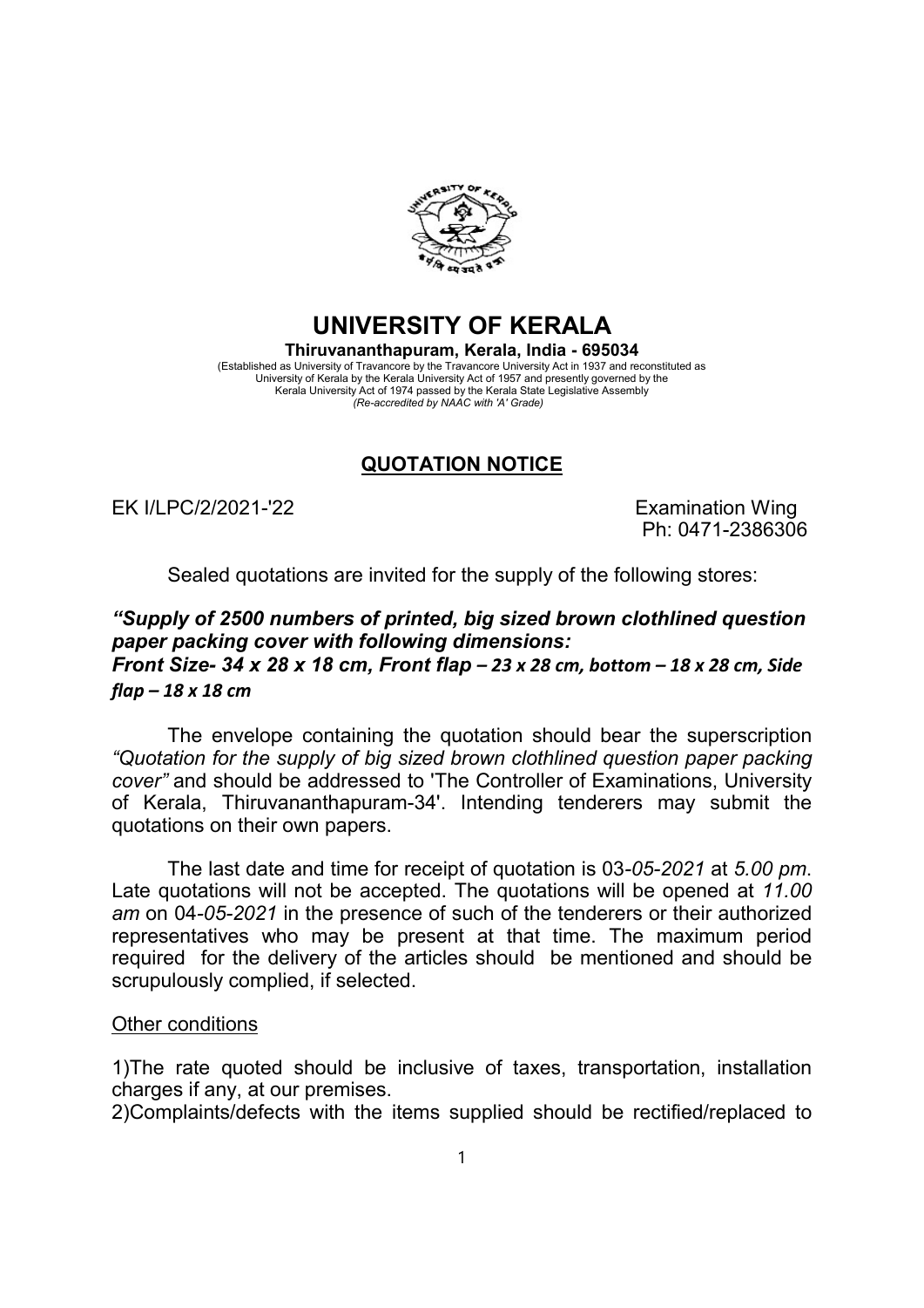# UNIVERSITY OF KERALA

**Thiruvananthapuram, Kerala, India - 695034**

(Established as University of Travancore by the Travancore University Act in 1937 and reconstituted as University of Kerala by the Kerala University Act of 1957 and presently governed by the Kerala University Act of 1974 passed by the Kerala State Legislative Assembly
*(Re-accredited by NAAC with 'A' Grade)*

## QUOTATION NOTICE

EK I/LPC/2/2021-'22 Examination Wing
Ph: 0471-2386306

Sealed quotations are invited for the supply of the following stores:

***"Supply of 2500 numbers of printed, big sized brown clothlined question paper packing cover with following dimensions:***
***Front Size- 34 x 28 x 18 cm, Front flap – 23 x 28 cm, bottom – 18 x 28 cm, Side flap – 18 x 18 cm***

The envelope containing the quotation should bear the superscription *"Quotation for the supply of big sized brown clothlined question paper packing cover"* and should be addressed to 'The Controller of Examinations, University of Kerala, Thiruvananthapuram-34'. Intending tenderers may submit the quotations on their own papers.

The last date and time for receipt of quotation is 03-*05-2021* at *5.00 pm*. Late quotations will not be accepted. The quotations will be opened at *11.00 am* on 04-*05-2021* in the presence of such of the tenderers or their authorized representatives who may be present at that time. The maximum period required for the delivery of the articles should be mentioned and should be scrupulously complied, if selected.

Other conditions

1)The rate quoted should be inclusive of taxes, transportation, installation charges if any, at our premises.
2)Complaints/defects with the items supplied should be rectified/replaced to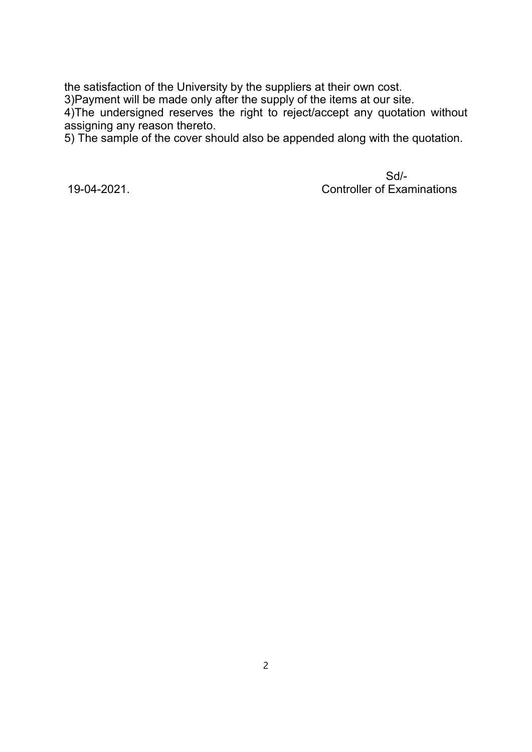the satisfaction of the University by the suppliers at their own cost.

3)Payment will be made only after the supply of the items at our site.

4)The undersigned reserves the right to reject/accept any quotation without assigning any reason thereto.

5) The sample of the cover should also be appended along with the quotation.

Sd/-

19-04-2021. Controller of Examinations